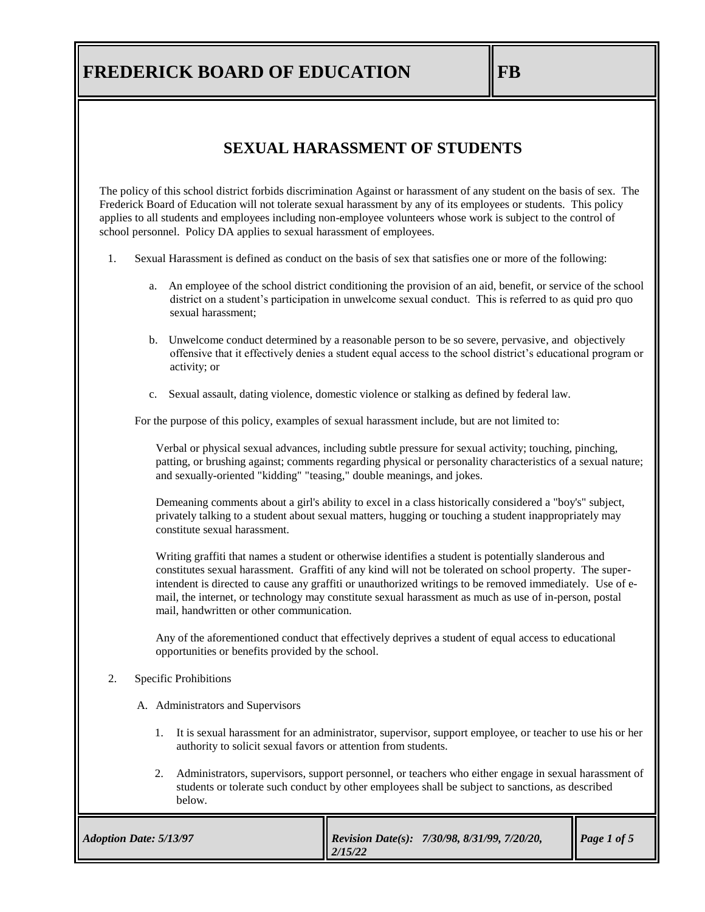# FREDERICK BOARD OF EDUCATION

**FB**

## SEXUAL HARASSMENT OF STUDENTS

The policy of this school district forbids discrimination Against or harassment of any student on the basis of sex. The Frederick Board of Education will not tolerate sexual harassment by any of its employees or students. This policy applies to all students and employees including non-employee volunteers whose work is subject to the control of school personnel. Policy DA applies to sexual harassment of employees.

1. Sexual Harassment is defined as conduct on the basis of sex that satisfies one or more of the following:

   a. An employee of the school district conditioning the provision of an aid, benefit, or service of the school district on a student's participation in unwelcome sexual conduct. This is referred to as quid pro quo sexual harassment;

   b. Unwelcome conduct determined by a reasonable person to be so severe, pervasive, and objectively offensive that it effectively denies a student equal access to the school district's educational program or activity; or

   c. Sexual assault, dating violence, domestic violence or stalking as defined by federal law.

   For the purpose of this policy, examples of sexual harassment include, but are not limited to:

   Verbal or physical sexual advances, including subtle pressure for sexual activity; touching, pinching, patting, or brushing against; comments regarding physical or personality characteristics of a sexual nature; and sexually-oriented "kidding" "teasing," double meanings, and jokes.

   Demeaning comments about a girl's ability to excel in a class historically considered a "boy's" subject, privately talking to a student about sexual matters, hugging or touching a student inappropriately may constitute sexual harassment.

   Writing graffiti that names a student or otherwise identifies a student is potentially slanderous and constitutes sexual harassment. Graffiti of any kind will not be tolerated on school property. The superintendent is directed to cause any graffiti or unauthorized writings to be removed immediately. Use of e-mail, the internet, or technology may constitute sexual harassment as much as use of in-person, postal mail, handwritten or other communication.

   Any of the aforementioned conduct that effectively deprives a student of equal access to educational opportunities or benefits provided by the school.

2. Specific Prohibitions

   A. Administrators and Supervisors

      1. It is sexual harassment for an administrator, supervisor, support employee, or teacher to use his or her authority to solicit sexual favors or attention from students.

      2. Administrators, supervisors, support personnel, or teachers who either engage in sexual harassment of students or tolerate such conduct by other employees shall be subject to sanctions, as described below.

*Adoption Date: 5/13/97* | *Revision Date(s): 7/30/98, 8/31/99, 7/20/20, 2/15/22*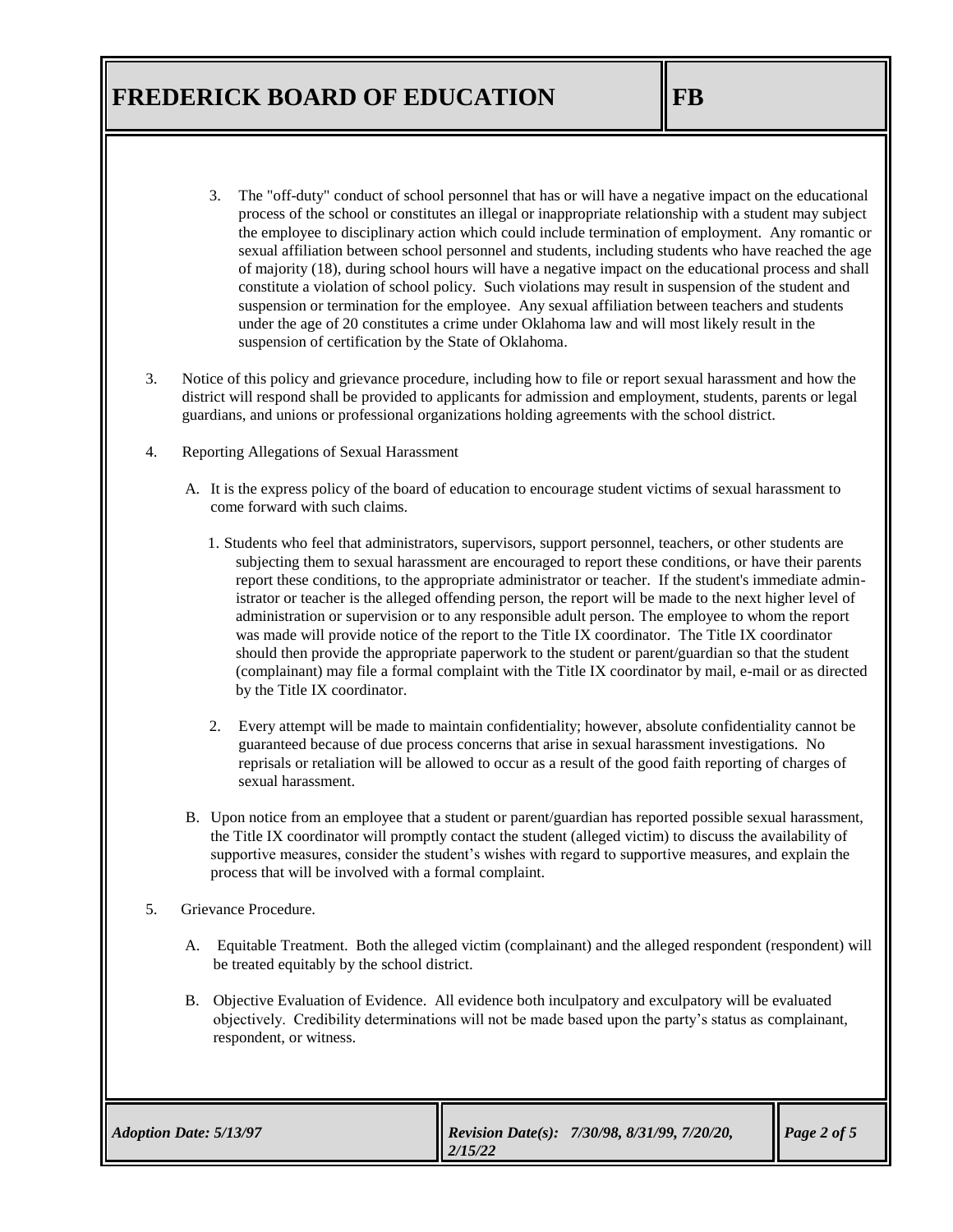3. The "off-duty" conduct of school personnel that has or will have a negative impact on the educational process of the school or constitutes an illegal or inappropriate relationship with a student may subject the employee to disciplinary action which could include termination of employment. Any romantic or sexual affiliation between school personnel and students, including students who have reached the age of majority (18), during school hours will have a negative impact on the educational process and shall constitute a violation of school policy. Such violations may result in suspension of the student and suspension or termination for the employee. Any sexual affiliation between teachers and students under the age of 20 constitutes a crime under Oklahoma law and will most likely result in the suspension of certification by the State of Oklahoma.

3. Notice of this policy and grievance procedure, including how to file or report sexual harassment and how the district will respond shall be provided to applicants for admission and employment, students, parents or legal guardians, and unions or professional organizations holding agreements with the school district.

4. Reporting Allegations of Sexual Harassment

   A. It is the express policy of the board of education to encourage student victims of sexual harassment to come forward with such claims.

      1. Students who feel that administrators, supervisors, support personnel, teachers, or other students are subjecting them to sexual harassment are encouraged to report these conditions, or have their parents report these conditions, to the appropriate administrator or teacher. If the student's immediate administrator or teacher is the alleged offending person, the report will be made to the next higher level of administration or supervision or to any responsible adult person. The employee to whom the report was made will provide notice of the report to the Title IX coordinator. The Title IX coordinator should then provide the appropriate paperwork to the student or parent/guardian so that the student (complainant) may file a formal complaint with the Title IX coordinator by mail, e-mail or as directed by the Title IX coordinator.

      2. Every attempt will be made to maintain confidentiality; however, absolute confidentiality cannot be guaranteed because of due process concerns that arise in sexual harassment investigations. No reprisals or retaliation will be allowed to occur as a result of the good faith reporting of charges of sexual harassment.

   B. Upon notice from an employee that a student or parent/guardian has reported possible sexual harassment, the Title IX coordinator will promptly contact the student (alleged victim) to discuss the availability of supportive measures, consider the student's wishes with regard to supportive measures, and explain the process that will be involved with a formal complaint.

5. Grievance Procedure.

   A. Equitable Treatment. Both the alleged victim (complainant) and the alleged respondent (respondent) will be treated equitably by the school district.

   B. Objective Evaluation of Evidence. All evidence both inculpatory and exculpatory will be evaluated objectively. Credibility determinations will not be made based upon the party's status as complainant, respondent, or witness.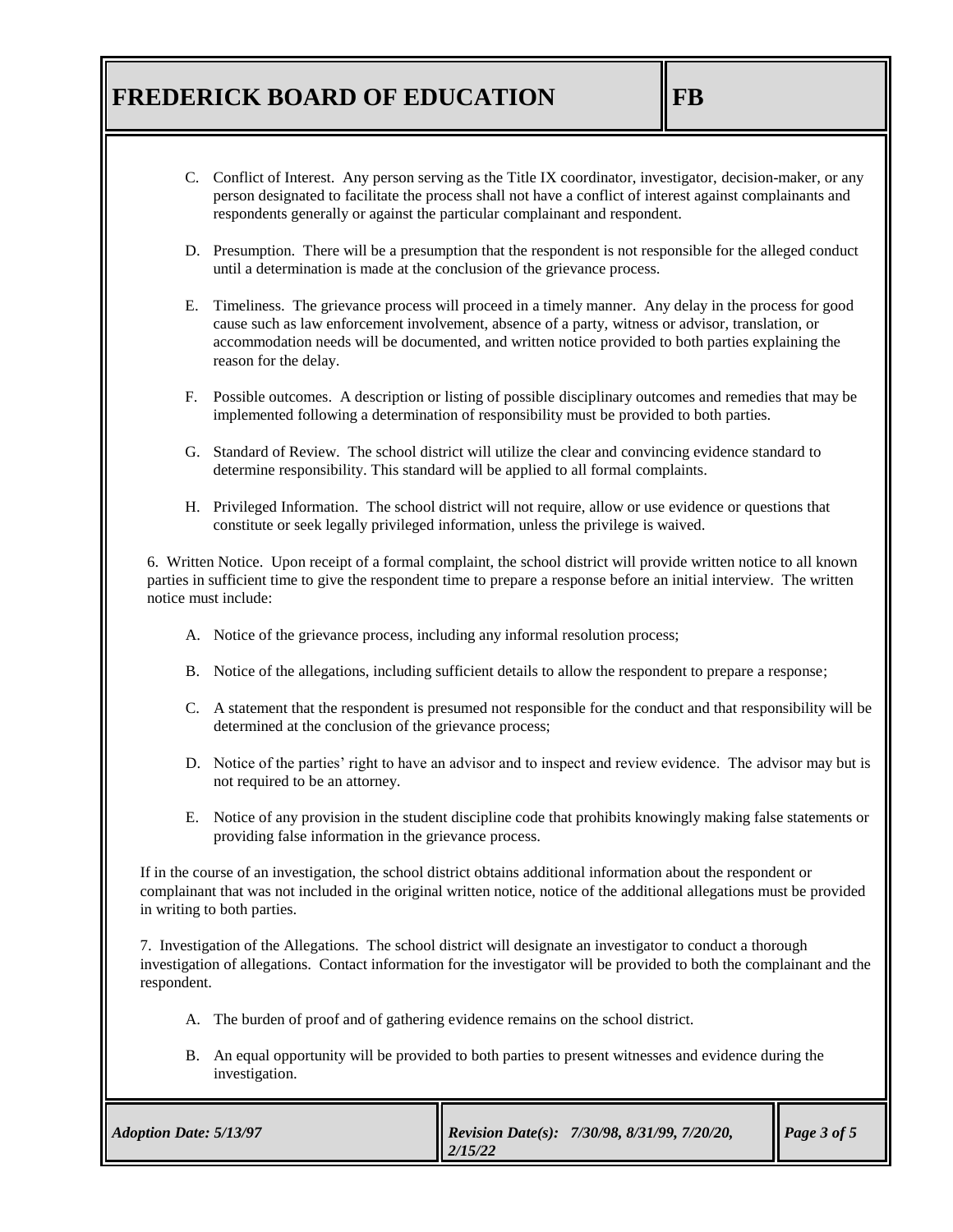C. Conflict of Interest. Any person serving as the Title IX coordinator, investigator, decision-maker, or any person designated to facilitate the process shall not have a conflict of interest against complainants and respondents generally or against the particular complainant and respondent.

D. Presumption. There will be a presumption that the respondent is not responsible for the alleged conduct until a determination is made at the conclusion of the grievance process.

E. Timeliness. The grievance process will proceed in a timely manner. Any delay in the process for good cause such as law enforcement involvement, absence of a party, witness or advisor, translation, or accommodation needs will be documented, and written notice provided to both parties explaining the reason for the delay.

F. Possible outcomes. A description or listing of possible disciplinary outcomes and remedies that may be implemented following a determination of responsibility must be provided to both parties.

G. Standard of Review. The school district will utilize the clear and convincing evidence standard to determine responsibility. This standard will be applied to all formal complaints.

H. Privileged Information. The school district will not require, allow or use evidence or questions that constitute or seek legally privileged information, unless the privilege is waived.

6. Written Notice. Upon receipt of a formal complaint, the school district will provide written notice to all known parties in sufficient time to give the respondent time to prepare a response before an initial interview. The written notice must include:

A. Notice of the grievance process, including any informal resolution process;

B. Notice of the allegations, including sufficient details to allow the respondent to prepare a response;

C. A statement that the respondent is presumed not responsible for the conduct and that responsibility will be determined at the conclusion of the grievance process;

D. Notice of the parties' right to have an advisor and to inspect and review evidence. The advisor may but is not required to be an attorney.

E. Notice of any provision in the student discipline code that prohibits knowingly making false statements or providing false information in the grievance process.

If in the course of an investigation, the school district obtains additional information about the respondent or complainant that was not included in the original written notice, notice of the additional allegations must be provided in writing to both parties.

7. Investigation of the Allegations. The school district will designate an investigator to conduct a thorough investigation of allegations. Contact information for the investigator will be provided to both the complainant and the respondent.

A. The burden of proof and of gathering evidence remains on the school district.

B. An equal opportunity will be provided to both parties to present witnesses and evidence during the investigation.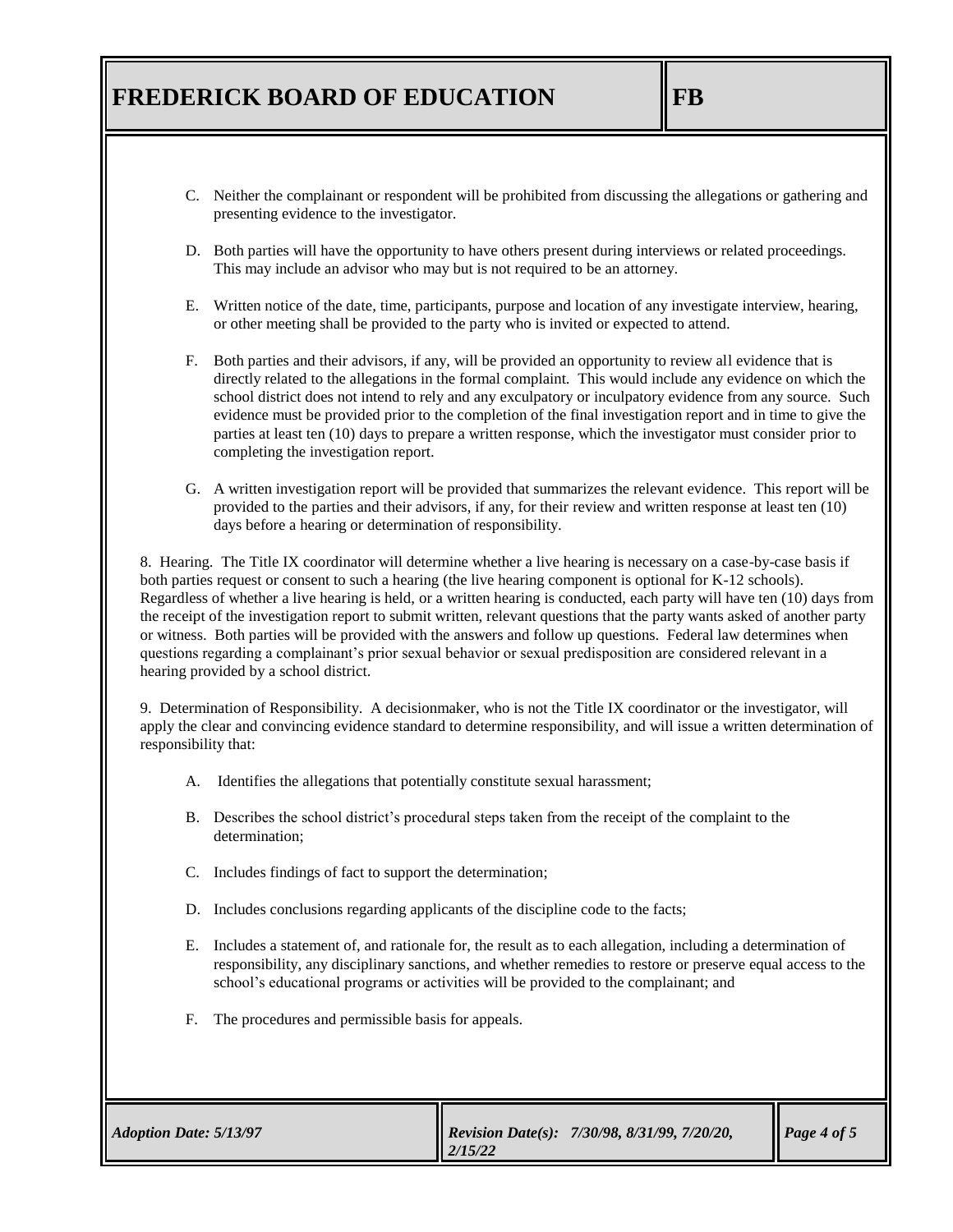C. Neither the complainant or respondent will be prohibited from discussing the allegations or gathering and presenting evidence to the investigator.

D. Both parties will have the opportunity to have others present during interviews or related proceedings. This may include an advisor who may but is not required to be an attorney.

E. Written notice of the date, time, participants, purpose and location of any investigate interview, hearing, or other meeting shall be provided to the party who is invited or expected to attend.

F. Both parties and their advisors, if any, will be provided an opportunity to review all evidence that is directly related to the allegations in the formal complaint. This would include any evidence on which the school district does not intend to rely and any exculpatory or inculpatory evidence from any source. Such evidence must be provided prior to the completion of the final investigation report and in time to give the parties at least ten (10) days to prepare a written response, which the investigator must consider prior to completing the investigation report.

G. A written investigation report will be provided that summarizes the relevant evidence. This report will be provided to the parties and their advisors, if any, for their review and written response at least ten (10) days before a hearing or determination of responsibility.

8. Hearing. The Title IX coordinator will determine whether a live hearing is necessary on a case-by-case basis if both parties request or consent to such a hearing (the live hearing component is optional for K-12 schools). Regardless of whether a live hearing is held, or a written hearing is conducted, each party will have ten (10) days from the receipt of the investigation report to submit written, relevant questions that the party wants asked of another party or witness. Both parties will be provided with the answers and follow up questions. Federal law determines when questions regarding a complainant's prior sexual behavior or sexual predisposition are considered relevant in a hearing provided by a school district.

9. Determination of Responsibility. A decisionmaker, who is not the Title IX coordinator or the investigator, will apply the clear and convincing evidence standard to determine responsibility, and will issue a written determination of responsibility that:

A. Identifies the allegations that potentially constitute sexual harassment;

B. Describes the school district's procedural steps taken from the receipt of the complaint to the determination;

C. Includes findings of fact to support the determination;

D. Includes conclusions regarding applicants of the discipline code to the facts;

E. Includes a statement of, and rationale for, the result as to each allegation, including a determination of responsibility, any disciplinary sanctions, and whether remedies to restore or preserve equal access to the school's educational programs or activities will be provided to the complainant; and

F. The procedures and permissible basis for appeals.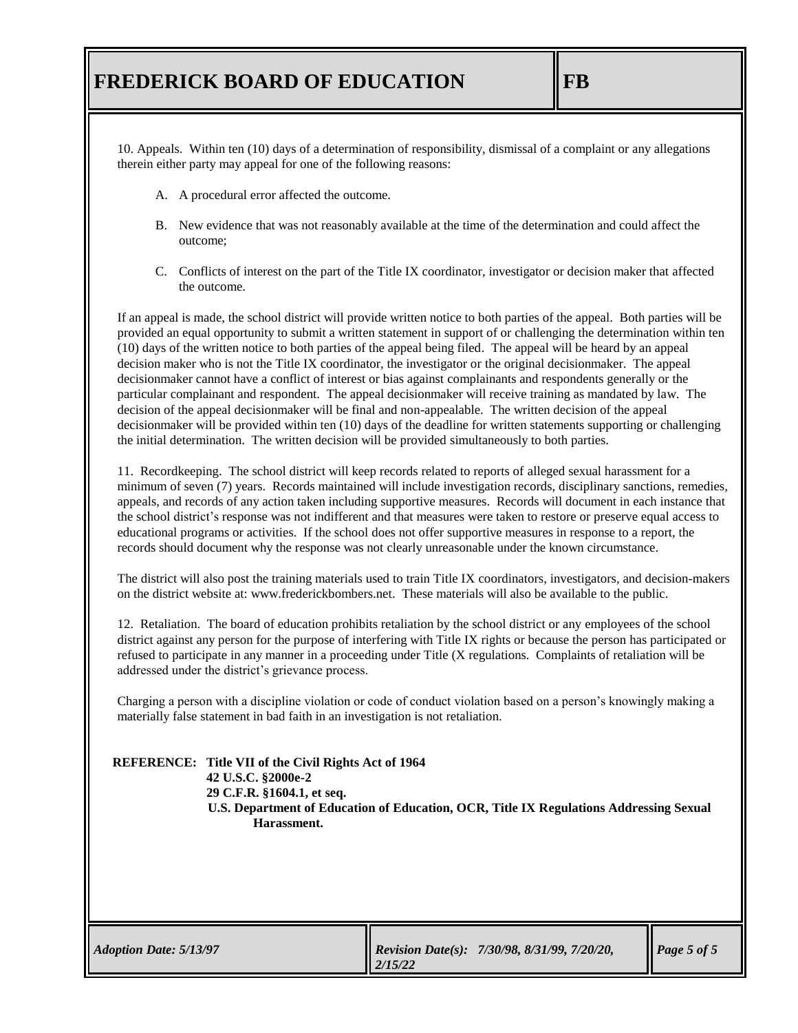10. Appeals. Within ten (10) days of a determination of responsibility, dismissal of a complaint or any allegations therein either party may appeal for one of the following reasons:

A. A procedural error affected the outcome.

B. New evidence that was not reasonably available at the time of the determination and could affect the outcome;

C. Conflicts of interest on the part of the Title IX coordinator, investigator or decision maker that affected the outcome.

If an appeal is made, the school district will provide written notice to both parties of the appeal. Both parties will be provided an equal opportunity to submit a written statement in support of or challenging the determination within ten (10) days of the written notice to both parties of the appeal being filed. The appeal will be heard by an appeal decision maker who is not the Title IX coordinator, the investigator or the original decisionmaker. The appeal decisionmaker cannot have a conflict of interest or bias against complainants and respondents generally or the particular complainant and respondent. The appeal decisionmaker will receive training as mandated by law. The decision of the appeal decisionmaker will be final and non-appealable. The written decision of the appeal decisionmaker will be provided within ten (10) days of the deadline for written statements supporting or challenging the initial determination. The written decision will be provided simultaneously to both parties.

11. Recordkeeping. The school district will keep records related to reports of alleged sexual harassment for a minimum of seven (7) years. Records maintained will include investigation records, disciplinary sanctions, remedies, appeals, and records of any action taken including supportive measures. Records will document in each instance that the school district's response was not indifferent and that measures were taken to restore or preserve equal access to educational programs or activities. If the school does not offer supportive measures in response to a report, the records should document why the response was not clearly unreasonable under the known circumstance.

The district will also post the training materials used to train Title IX coordinators, investigators, and decision-makers on the district website at: www.frederickbombers.net. These materials will also be available to the public.

12. Retaliation. The board of education prohibits retaliation by the school district or any employees of the school district against any person for the purpose of interfering with Title IX rights or because the person has participated or refused to participate in any manner in a proceeding under Title (X regulations. Complaints of retaliation will be addressed under the district's grievance process.

Charging a person with a discipline violation or code of conduct violation based on a person's knowingly making a materially false statement in bad faith in an investigation is not retaliation.

**REFERENCE: Title VII of the Civil Rights Act of 1964**
**42 U.S.C. §2000e-2**
**29 C.F.R. §1604.1, et seq.**
**U.S. Department of Education of Education, OCR, Title IX Regulations Addressing Sexual Harassment.**

*Adoption Date: 5/13/97*

*Revision Date(s): 7/30/98, 8/31/99, 7/20/20, 2/15/22*